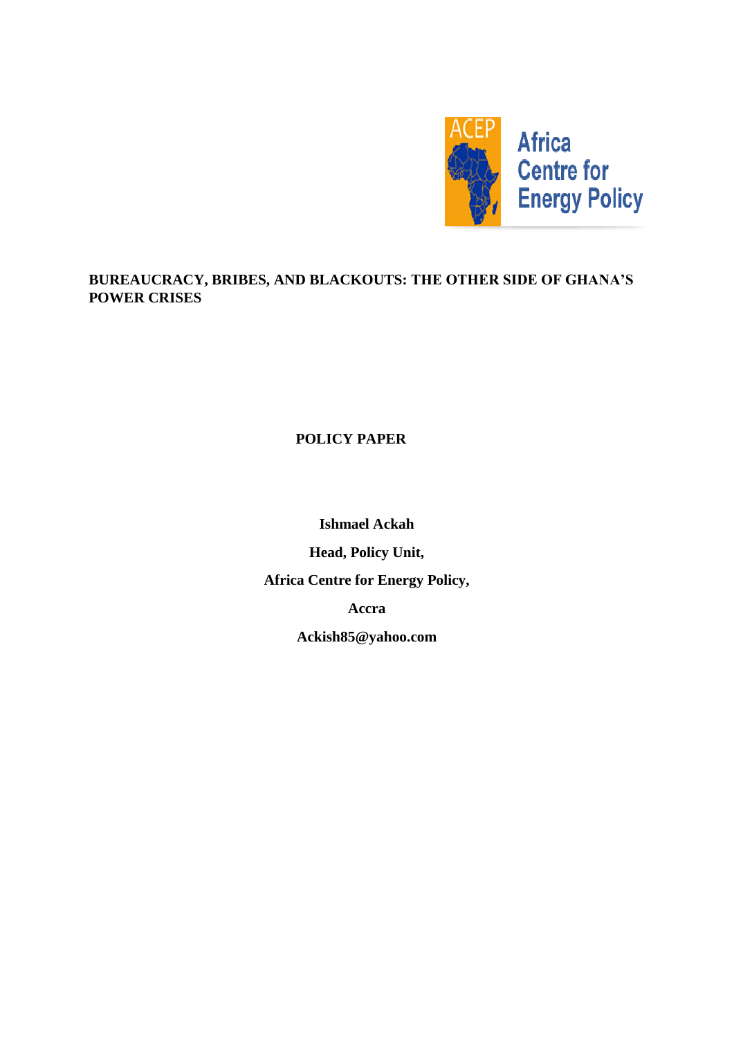ACEP

Africa Centre for Energy Policy

# BUREAUCRACY, BRIBES, AND BLACKOUTS: THE OTHER SIDE OF GHANA'S POWER CRISES

**POLICY PAPER**

**Ishmael Ackah**

**Head, Policy Unit,**

**Africa Centre for Energy Policy,**

**Accra**

**Ackish85@yahoo.com**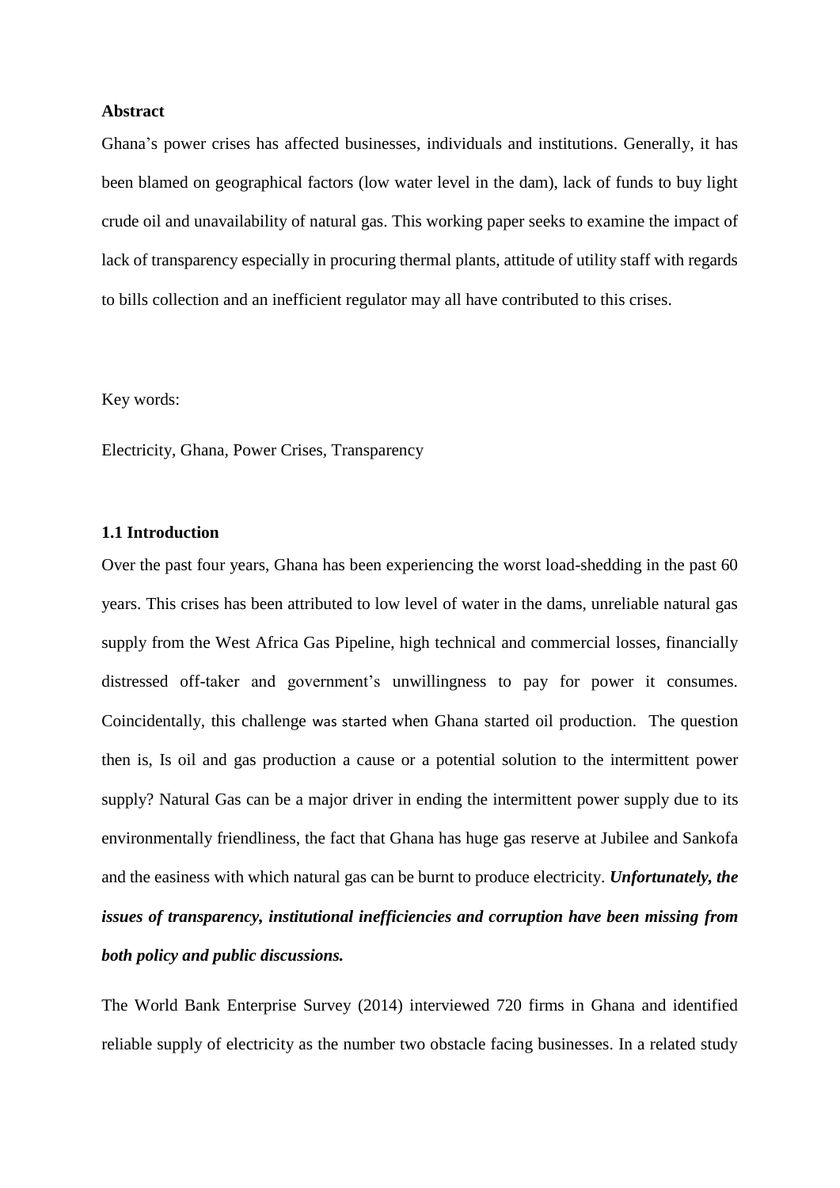**Abstract**

Ghana's power crises has affected businesses, individuals and institutions. Generally, it has been blamed on geographical factors (low water level in the dam), lack of funds to buy light crude oil and unavailability of natural gas. This working paper seeks to examine the impact of lack of transparency especially in procuring thermal plants, attitude of utility staff with regards to bills collection and an inefficient regulator may all have contributed to this crises.

Key words:

Electricity, Ghana, Power Crises, Transparency

**1.1 Introduction**

Over the past four years, Ghana has been experiencing the worst load-shedding in the past 60 years. This crises has been attributed to low level of water in the dams, unreliable natural gas supply from the West Africa Gas Pipeline, high technical and commercial losses, financially distressed off-taker and government's unwillingness to pay for power it consumes. Coincidentally, this challenge was started when Ghana started oil production. The question then is, Is oil and gas production a cause or a potential solution to the intermittent power supply? Natural Gas can be a major driver in ending the intermittent power supply due to its environmentally friendliness, the fact that Ghana has huge gas reserve at Jubilee and Sankofa and the easiness with which natural gas can be burnt to produce electricity. ***Unfortunately, the issues of transparency, institutional inefficiencies and corruption have been missing from both policy and public discussions.***

The World Bank Enterprise Survey (2014) interviewed 720 firms in Ghana and identified reliable supply of electricity as the number two obstacle facing businesses. In a related study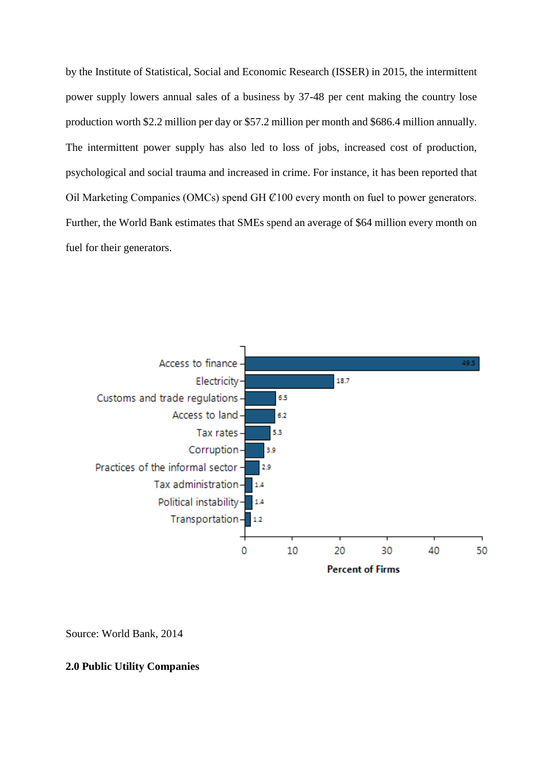by the Institute of Statistical, Social and Economic Research (ISSER) in 2015, the intermittent power supply lowers annual sales of a business by 37-48 per cent making the country lose production worth $2.2 million per day or $57.2 million per month and $686.4 million annually. The intermittent power supply has also led to loss of jobs, increased cost of production, psychological and social trauma and increased in crime. For instance, it has been reported that Oil Marketing Companies (OMCs) spend GH ₵100 every month on fuel to power generators. Further, the World Bank estimates that SMEs spend an average of $64 million every month on fuel for their generators.

Access to finance 49.5
Electricity 18.7
Customs and trade regulations 6.5
Access to land 6.2
Tax rates 5.3
Corruption 3.9
Practices of the informal sector 2.9
Tax administration 1.4
Political instability 1.4
Transportation 1.2

0 10 20 30 40 50

Percent of Firms

Source: World Bank, 2014

**2.0 Public Utility Companies**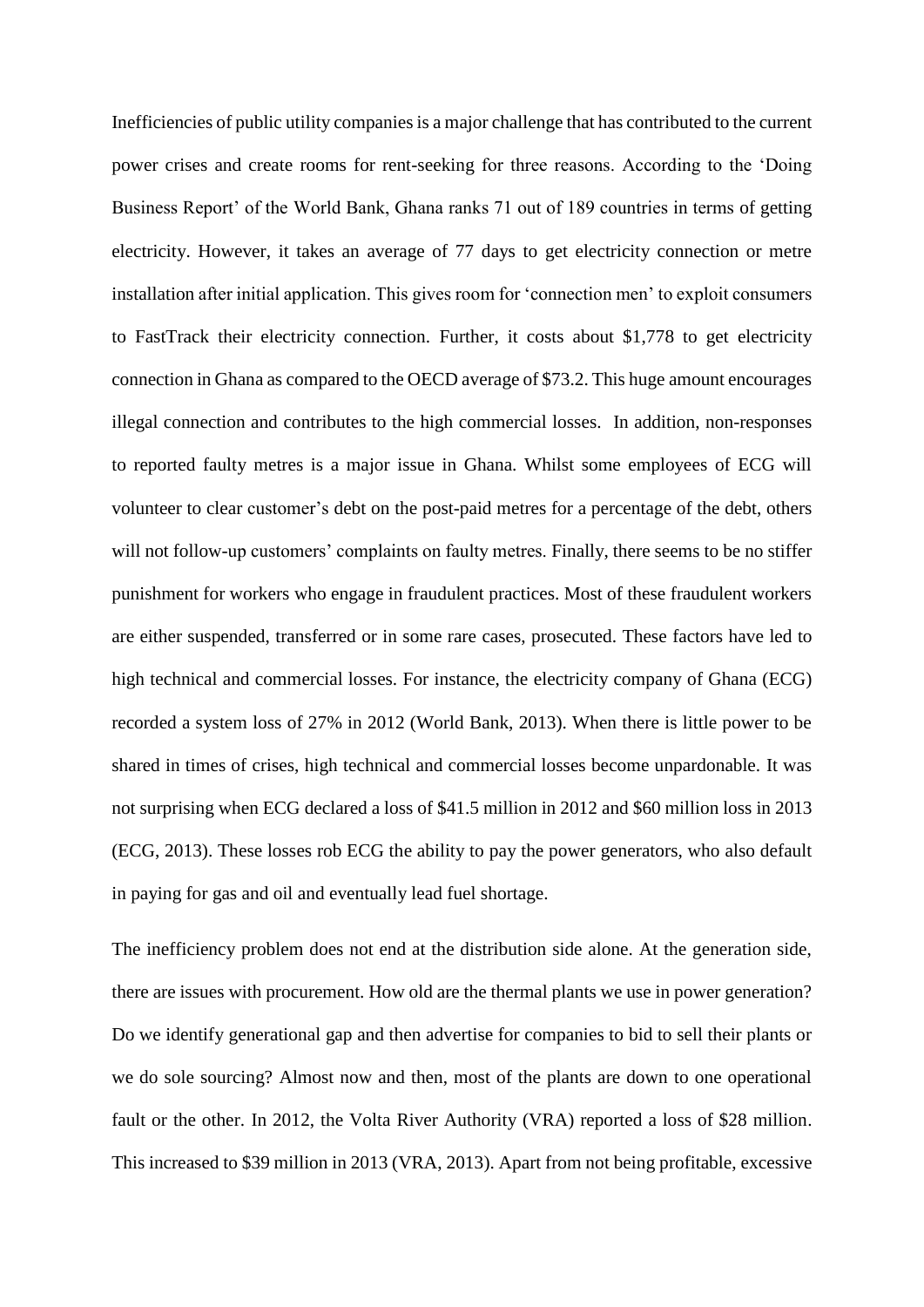Inefficiencies of public utility companies is a major challenge that has contributed to the current power crises and create rooms for rent-seeking for three reasons. According to the 'Doing Business Report' of the World Bank, Ghana ranks 71 out of 189 countries in terms of getting electricity. However, it takes an average of 77 days to get electricity connection or metre installation after initial application. This gives room for 'connection men' to exploit consumers to FastTrack their electricity connection. Further, it costs about $1,778 to get electricity connection in Ghana as compared to the OECD average of $73.2. This huge amount encourages illegal connection and contributes to the high commercial losses. In addition, non-responses to reported faulty metres is a major issue in Ghana. Whilst some employees of ECG will volunteer to clear customer's debt on the post-paid metres for a percentage of the debt, others will not follow-up customers' complaints on faulty metres. Finally, there seems to be no stiffer punishment for workers who engage in fraudulent practices. Most of these fraudulent workers are either suspended, transferred or in some rare cases, prosecuted. These factors have led to high technical and commercial losses. For instance, the electricity company of Ghana (ECG) recorded a system loss of 27% in 2012 (World Bank, 2013). When there is little power to be shared in times of crises, high technical and commercial losses become unpardonable. It was not surprising when ECG declared a loss of $41.5 million in 2012 and $60 million loss in 2013 (ECG, 2013). These losses rob ECG the ability to pay the power generators, who also default in paying for gas and oil and eventually lead fuel shortage.

The inefficiency problem does not end at the distribution side alone. At the generation side, there are issues with procurement. How old are the thermal plants we use in power generation? Do we identify generational gap and then advertise for companies to bid to sell their plants or we do sole sourcing? Almost now and then, most of the plants are down to one operational fault or the other. In 2012, the Volta River Authority (VRA) reported a loss of $28 million. This increased to $39 million in 2013 (VRA, 2013). Apart from not being profitable, excessive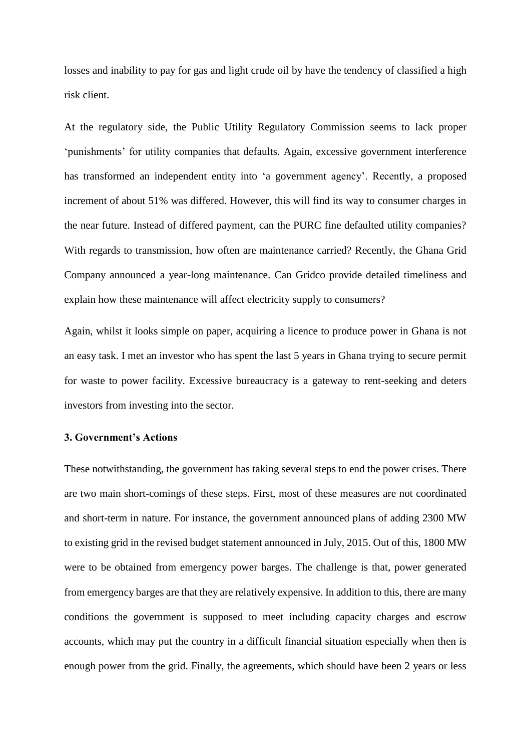losses and inability to pay for gas and light crude oil by have the tendency of classified a high risk client.

At the regulatory side, the Public Utility Regulatory Commission seems to lack proper 'punishments' for utility companies that defaults. Again, excessive government interference has transformed an independent entity into 'a government agency'. Recently, a proposed increment of about 51% was differed. However, this will find its way to consumer charges in the near future. Instead of differed payment, can the PURC fine defaulted utility companies? With regards to transmission, how often are maintenance carried? Recently, the Ghana Grid Company announced a year-long maintenance. Can Gridco provide detailed timeliness and explain how these maintenance will affect electricity supply to consumers?

Again, whilst it looks simple on paper, acquiring a licence to produce power in Ghana is not an easy task. I met an investor who has spent the last 5 years in Ghana trying to secure permit for waste to power facility. Excessive bureaucracy is a gateway to rent-seeking and deters investors from investing into the sector.

### 3. Government's Actions

These notwithstanding, the government has taking several steps to end the power crises. There are two main short-comings of these steps. First, most of these measures are not coordinated and short-term in nature. For instance, the government announced plans of adding 2300 MW to existing grid in the revised budget statement announced in July, 2015. Out of this, 1800 MW were to be obtained from emergency power barges. The challenge is that, power generated from emergency barges are that they are relatively expensive. In addition to this, there are many conditions the government is supposed to meet including capacity charges and escrow accounts, which may put the country in a difficult financial situation especially when then is enough power from the grid. Finally, the agreements, which should have been 2 years or less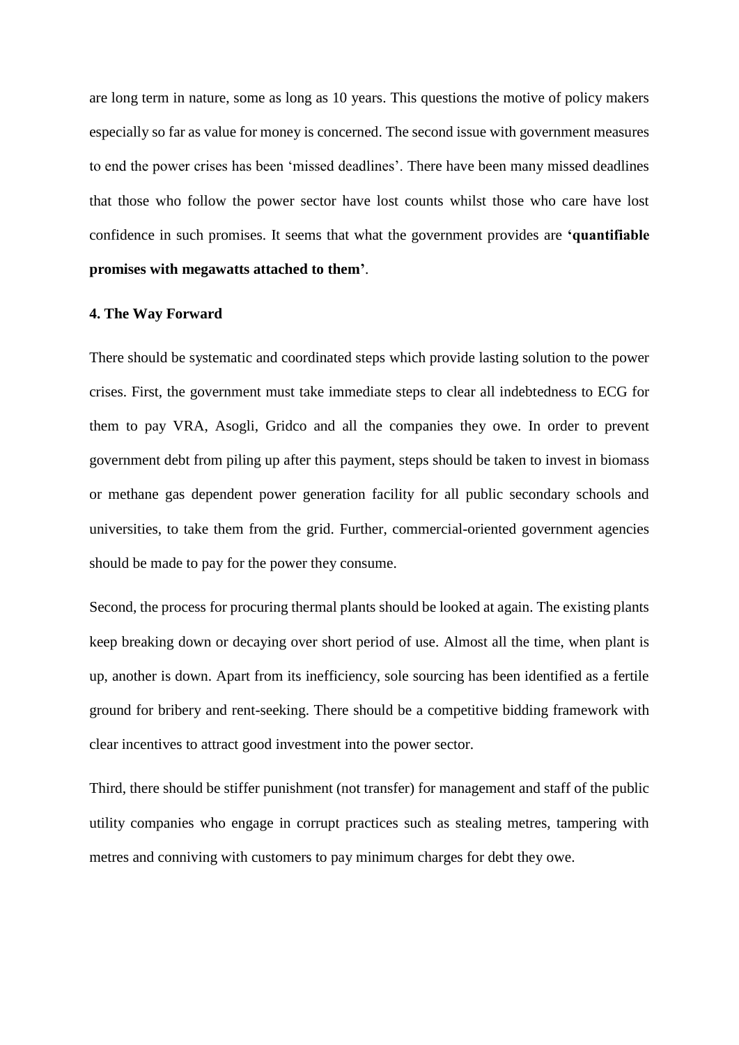are long term in nature, some as long as 10 years. This questions the motive of policy makers especially so far as value for money is concerned. The second issue with government measures to end the power crises has been 'missed deadlines'. There have been many missed deadlines that those who follow the power sector have lost counts whilst those who care have lost confidence in such promises. It seems that what the government provides are **'quantifiable promises with megawatts attached to them'**.

## 4. The Way Forward

There should be systematic and coordinated steps which provide lasting solution to the power crises. First, the government must take immediate steps to clear all indebtedness to ECG for them to pay VRA, Asogli, Gridco and all the companies they owe. In order to prevent government debt from piling up after this payment, steps should be taken to invest in biomass or methane gas dependent power generation facility for all public secondary schools and universities, to take them from the grid. Further, commercial-oriented government agencies should be made to pay for the power they consume.

Second, the process for procuring thermal plants should be looked at again. The existing plants keep breaking down or decaying over short period of use. Almost all the time, when plant is up, another is down. Apart from its inefficiency, sole sourcing has been identified as a fertile ground for bribery and rent-seeking. There should be a competitive bidding framework with clear incentives to attract good investment into the power sector.

Third, there should be stiffer punishment (not transfer) for management and staff of the public utility companies who engage in corrupt practices such as stealing metres, tampering with metres and conniving with customers to pay minimum charges for debt they owe.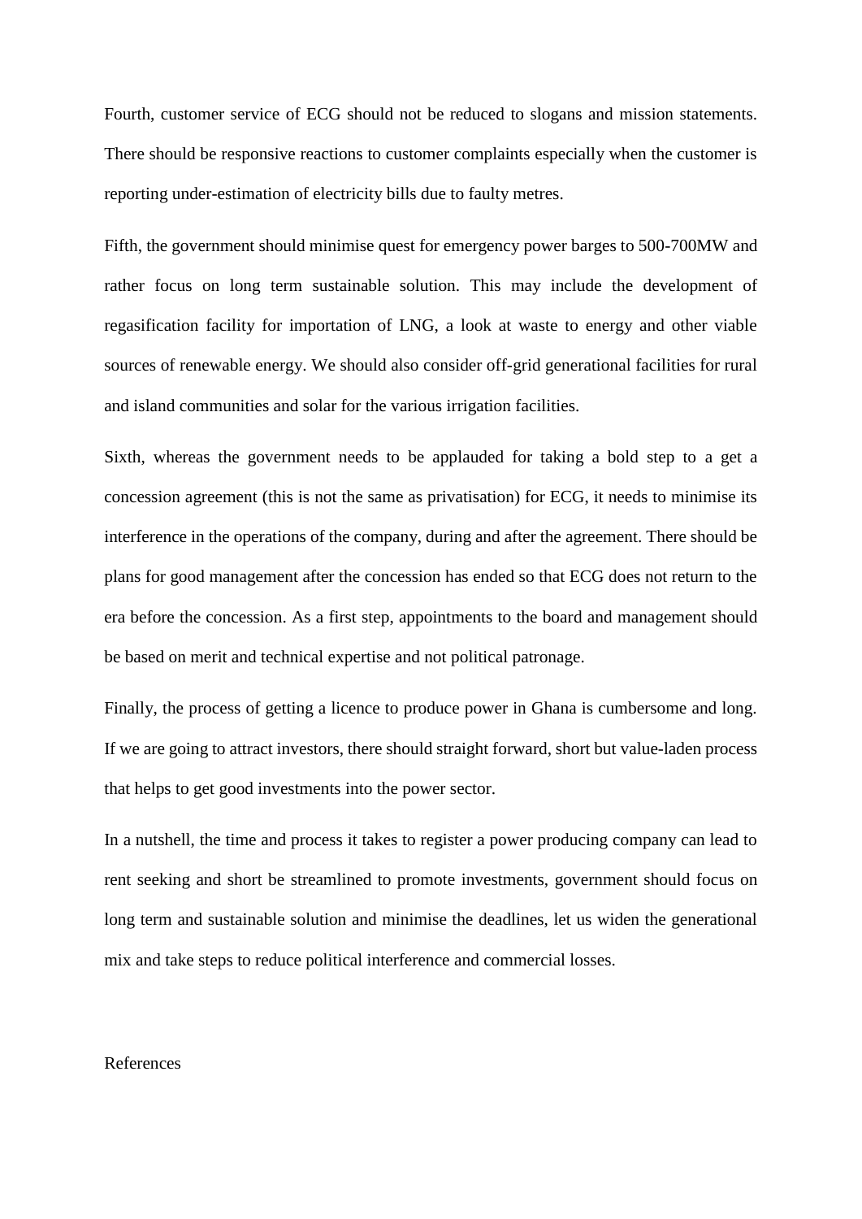Fourth, customer service of ECG should not be reduced to slogans and mission statements. There should be responsive reactions to customer complaints especially when the customer is reporting under-estimation of electricity bills due to faulty metres.

Fifth, the government should minimise quest for emergency power barges to 500-700MW and rather focus on long term sustainable solution. This may include the development of regasification facility for importation of LNG, a look at waste to energy and other viable sources of renewable energy. We should also consider off-grid generational facilities for rural and island communities and solar for the various irrigation facilities.

Sixth, whereas the government needs to be applauded for taking a bold step to a get a concession agreement (this is not the same as privatisation) for ECG, it needs to minimise its interference in the operations of the company, during and after the agreement. There should be plans for good management after the concession has ended so that ECG does not return to the era before the concession. As a first step, appointments to the board and management should be based on merit and technical expertise and not political patronage.

Finally, the process of getting a licence to produce power in Ghana is cumbersome and long. If we are going to attract investors, there should straight forward, short but value-laden process that helps to get good investments into the power sector.

In a nutshell, the time and process it takes to register a power producing company can lead to rent seeking and short be streamlined to promote investments, government should focus on long term and sustainable solution and minimise the deadlines, let us widen the generational mix and take steps to reduce political interference and commercial losses.

References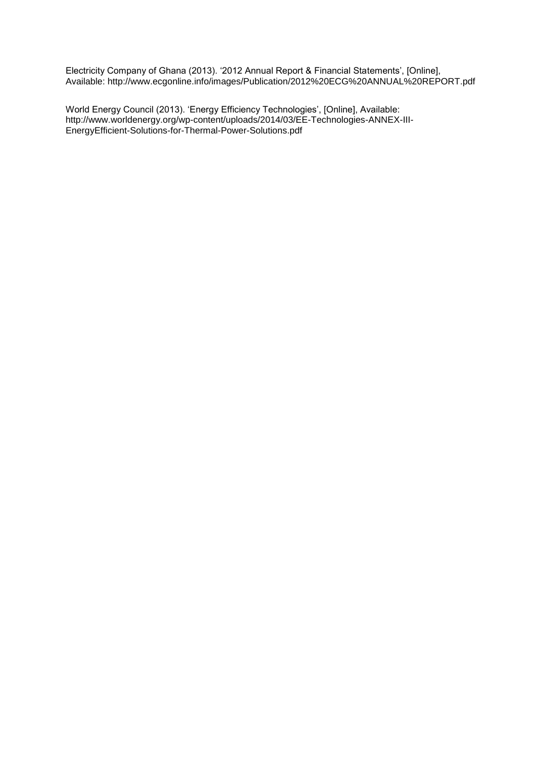Electricity Company of Ghana (2013). '2012 Annual Report & Financial Statements', [Online], Available: http://www.ecgonline.info/images/Publication/2012%20ECG%20ANNUAL%20REPORT.pdf

World Energy Council (2013). 'Energy Efficiency Technologies', [Online], Available: http://www.worldenergy.org/wp-content/uploads/2014/03/EE-Technologies-ANNEX-III-EnergyEfficient-Solutions-for-Thermal-Power-Solutions.pdf